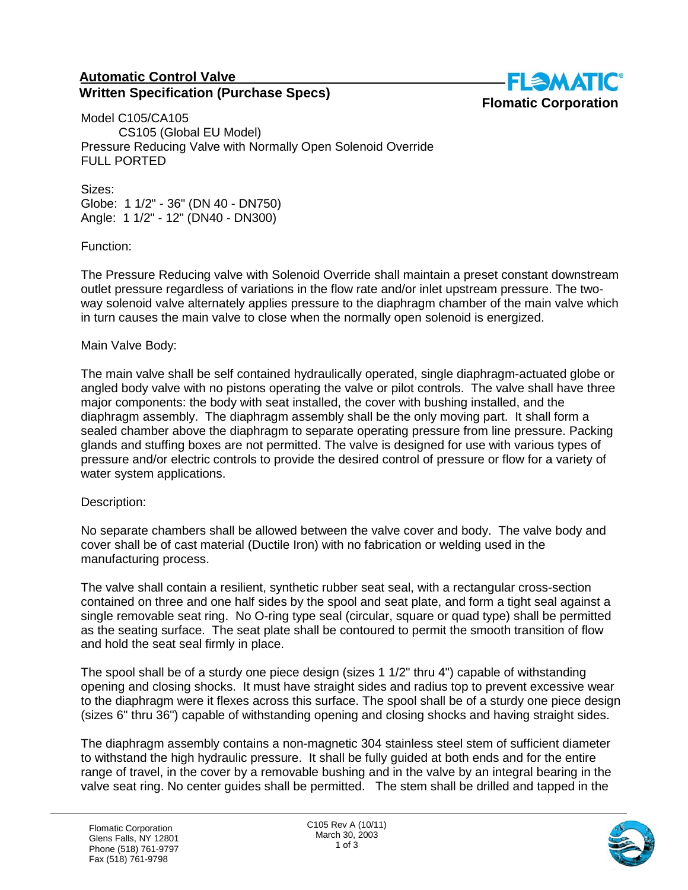## Automatic Control Valve
## Written Specification (Purchase Specs)

**Flomatic Corporation**

Model C105/CA105
CS105 (Global EU Model)
Pressure Reducing Valve with Normally Open Solenoid Override
FULL PORTED

Sizes:
Globe: 1 1/2" - 36" (DN 40 - DN750)
Angle: 1 1/2" - 12" (DN40 - DN300)

Function:

The Pressure Reducing valve with Solenoid Override shall maintain a preset constant downstream outlet pressure regardless of variations in the flow rate and/or inlet upstream pressure. The two-way solenoid valve alternately applies pressure to the diaphragm chamber of the main valve which in turn causes the main valve to close when the normally open solenoid is energized.

Main Valve Body:

The main valve shall be self contained hydraulically operated, single diaphragm-actuated globe or angled body valve with no pistons operating the valve or pilot controls. The valve shall have three major components: the body with seat installed, the cover with bushing installed, and the diaphragm assembly. The diaphragm assembly shall be the only moving part. It shall form a sealed chamber above the diaphragm to separate operating pressure from line pressure. Packing glands and stuffing boxes are not permitted. The valve is designed for use with various types of pressure and/or electric controls to provide the desired control of pressure or flow for a variety of water system applications.

Description:

No separate chambers shall be allowed between the valve cover and body. The valve body and cover shall be of cast material (Ductile Iron) with no fabrication or welding used in the manufacturing process.

The valve shall contain a resilient, synthetic rubber seat seal, with a rectangular cross-section contained on three and one half sides by the spool and seat plate, and form a tight seal against a single removable seat ring. No O-ring type seal (circular, square or quad type) shall be permitted as the seating surface. The seat plate shall be contoured to permit the smooth transition of flow and hold the seat seal firmly in place.

The spool shall be of a sturdy one piece design (sizes 1 1/2" thru 4") capable of withstanding opening and closing shocks. It must have straight sides and radius top to prevent excessive wear to the diaphragm were it flexes across this surface. The spool shall be of a sturdy one piece design (sizes 6" thru 36") capable of withstanding opening and closing shocks and having straight sides.

The diaphragm assembly contains a non-magnetic 304 stainless steel stem of sufficient diameter to withstand the high hydraulic pressure. It shall be fully guided at both ends and for the entire range of travel, in the cover by a removable bushing and in the valve by an integral bearing in the valve seat ring. No center guides shall be permitted. The stem shall be drilled and tapped in the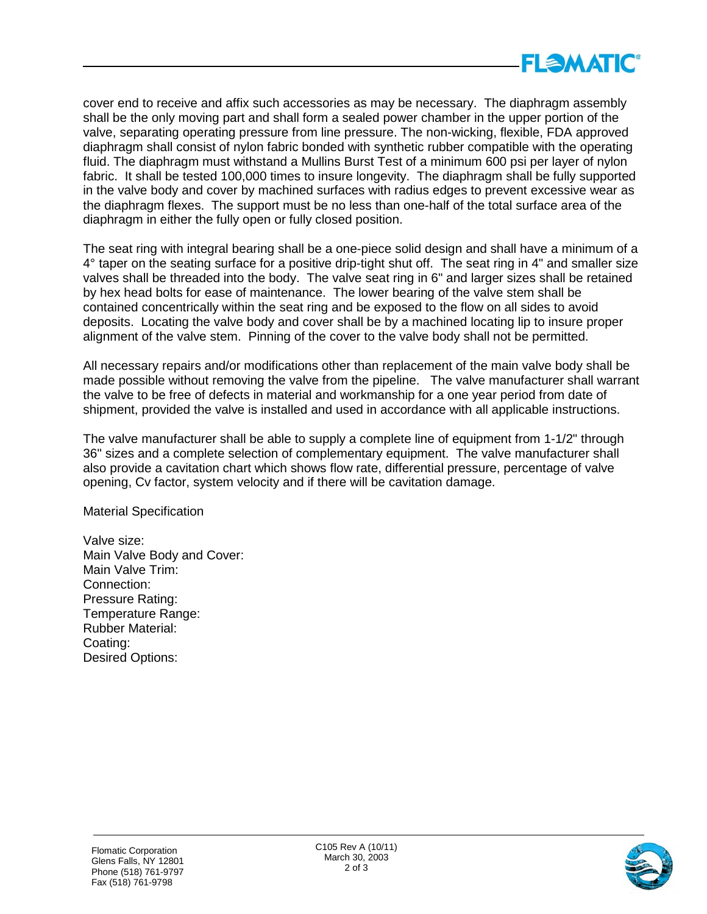cover end to receive and affix such accessories as may be necessary. The diaphragm assembly shall be the only moving part and shall form a sealed power chamber in the upper portion of the valve, separating operating pressure from line pressure. The non-wicking, flexible, FDA approved diaphragm shall consist of nylon fabric bonded with synthetic rubber compatible with the operating fluid. The diaphragm must withstand a Mullins Burst Test of a minimum 600 psi per layer of nylon fabric. It shall be tested 100,000 times to insure longevity. The diaphragm shall be fully supported in the valve body and cover by machined surfaces with radius edges to prevent excessive wear as the diaphragm flexes. The support must be no less than one-half of the total surface area of the diaphragm in either the fully open or fully closed position.

The seat ring with integral bearing shall be a one-piece solid design and shall have a minimum of a 4° taper on the seating surface for a positive drip-tight shut off. The seat ring in 4" and smaller size valves shall be threaded into the body. The valve seat ring in 6" and larger sizes shall be retained by hex head bolts for ease of maintenance. The lower bearing of the valve stem shall be contained concentrically within the seat ring and be exposed to the flow on all sides to avoid deposits. Locating the valve body and cover shall be by a machined locating lip to insure proper alignment of the valve stem. Pinning of the cover to the valve body shall not be permitted.

All necessary repairs and/or modifications other than replacement of the main valve body shall be made possible without removing the valve from the pipeline. The valve manufacturer shall warrant the valve to be free of defects in material and workmanship for a one year period from date of shipment, provided the valve is installed and used in accordance with all applicable instructions.

The valve manufacturer shall be able to supply a complete line of equipment from 1-1/2" through 36" sizes and a complete selection of complementary equipment. The valve manufacturer shall also provide a cavitation chart which shows flow rate, differential pressure, percentage of valve opening, Cv factor, system velocity and if there will be cavitation damage.

Material Specification

Valve size:
Main Valve Body and Cover:
Main Valve Trim:
Connection:
Pressure Rating:
Temperature Range:
Rubber Material:
Coating:
Desired Options: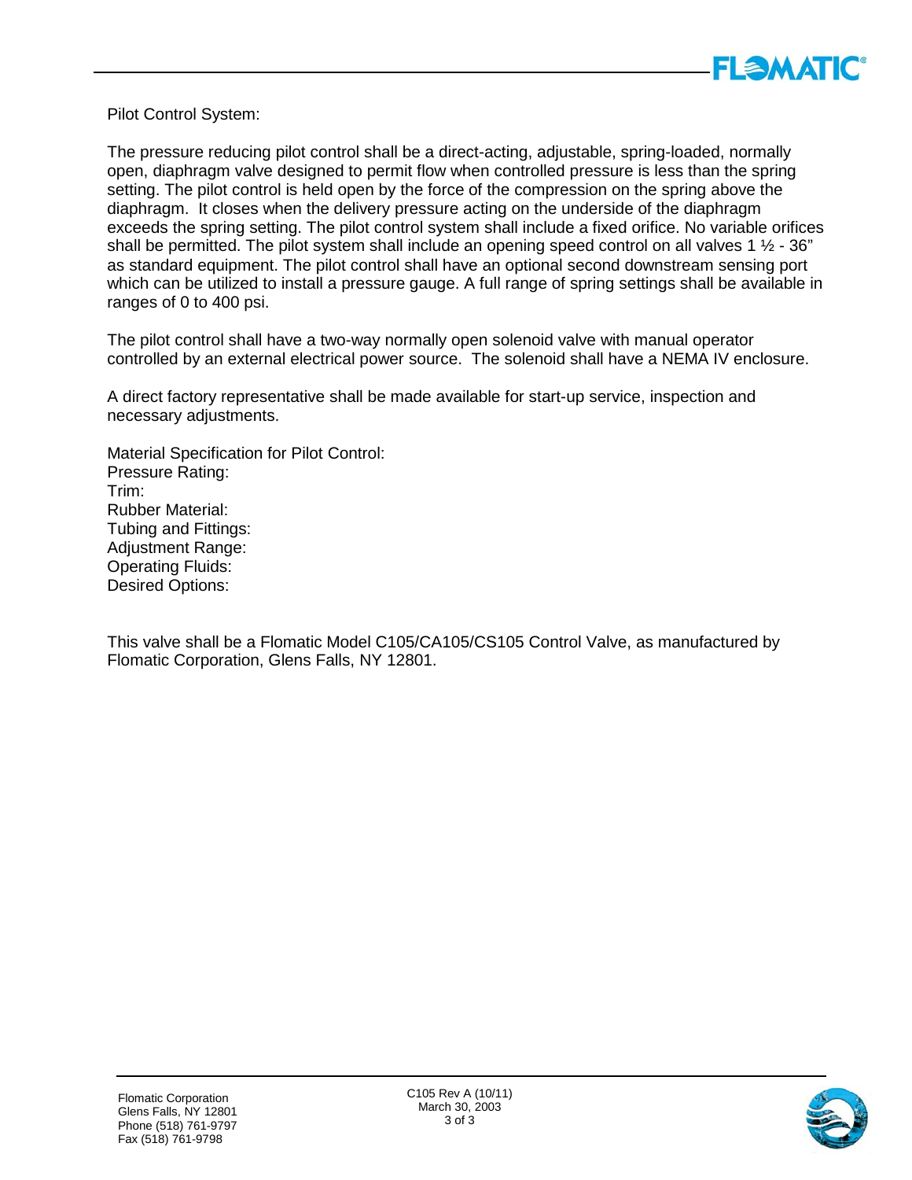Pilot Control System:

The pressure reducing pilot control shall be a direct-acting, adjustable, spring-loaded, normally open, diaphragm valve designed to permit flow when controlled pressure is less than the spring setting. The pilot control is held open by the force of the compression on the spring above the diaphragm. It closes when the delivery pressure acting on the underside of the diaphragm exceeds the spring setting. The pilot control system shall include a fixed orifice. No variable orifices shall be permitted. The pilot system shall include an opening speed control on all valves 1 ½ - 36" as standard equipment. The pilot control shall have an optional second downstream sensing port which can be utilized to install a pressure gauge. A full range of spring settings shall be available in ranges of 0 to 400 psi.

The pilot control shall have a two-way normally open solenoid valve with manual operator controlled by an external electrical power source. The solenoid shall have a NEMA IV enclosure.

A direct factory representative shall be made available for start-up service, inspection and necessary adjustments.

Material Specification for Pilot Control:
Pressure Rating:
Trim:
Rubber Material:
Tubing and Fittings:
Adjustment Range:
Operating Fluids:
Desired Options:

This valve shall be a Flomatic Model C105/CA105/CS105 Control Valve, as manufactured by Flomatic Corporation, Glens Falls, NY 12801.